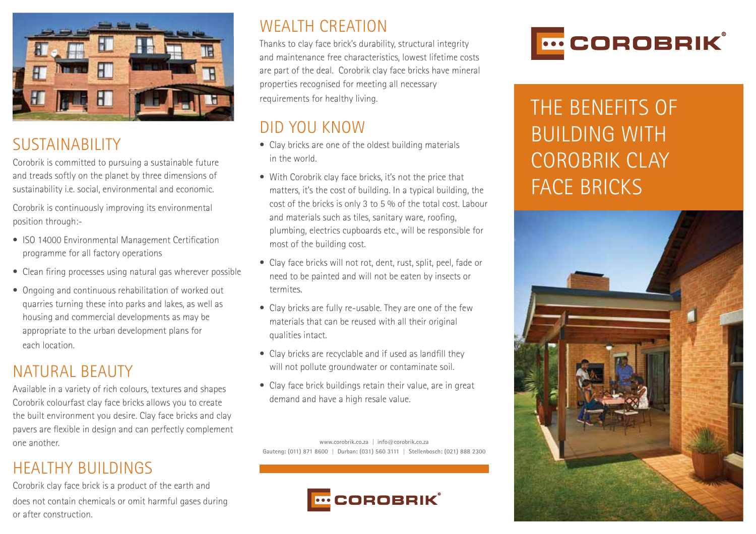# THE BENEFITS OF BUILDING WITH COROBRIK CLAY FACE BRICKS

## SUSTAINABILITY

Corobrik is committed to pursuing a sustainable future and treads softly on the planet by three dimensions of sustainability i.e. social, environmental and economic.

Corobrik is continuously improving its environmental position through:-

- ISO 14000 Environmental Management Certification programme for all factory operations
- Clean firing processes using natural gas wherever possible
- Ongoing and continuous rehabilitation of worked out quarries turning these into parks and lakes, as well as housing and commercial developments as may be appropriate to the urban development plans for each location.

## NATURAL BEAUTY

Available in a variety of rich colours, textures and shapes Corobrik colourfast clay face bricks allows you to create the built environment you desire. Clay face bricks and clay pavers are flexible in design and can perfectly complement one another.

## HEALTHY BUILDINGS

Corobrik clay face brick is a product of the earth and does not contain chemicals or omit harmful gases during or after construction.

## WEALTH CREATION

Thanks to clay face brick's durability, structural integrity and maintenance free characteristics, lowest lifetime costs are part of the deal. Corobrik clay face bricks have mineral properties recognised for meeting all necessary requirements for healthy living.

## DID YOU KNOW

- Clay bricks are one of the oldest building materials in the world.
- With Corobrik clay face bricks, it's not the price that matters, it's the cost of building. In a typical building, the cost of the bricks is only 3 to 5 % of the total cost. Labour and materials such as tiles, sanitary ware, roofing, plumbing, electrics cupboards etc., will be responsible for most of the building cost.
- Clay face bricks will not rot, dent, rust, split, peel, fade or need to be painted and will not be eaten by insects or termites.
- Clay bricks are fully re-usable. They are one of the few materials that can be reused with all their original qualities intact.
- Clay bricks are recyclable and if used as landfill they will not pollute groundwater or contaminate soil.
- Clay face brick buildings retain their value, are in great demand and have a high resale value.

www.corobrik.co.za | info@corobrik.co.za
Gauteng: (011) 871 8600 | Durban: (031) 560 3111 | Stellenbosch: (021) 888 2300

COROBRIK®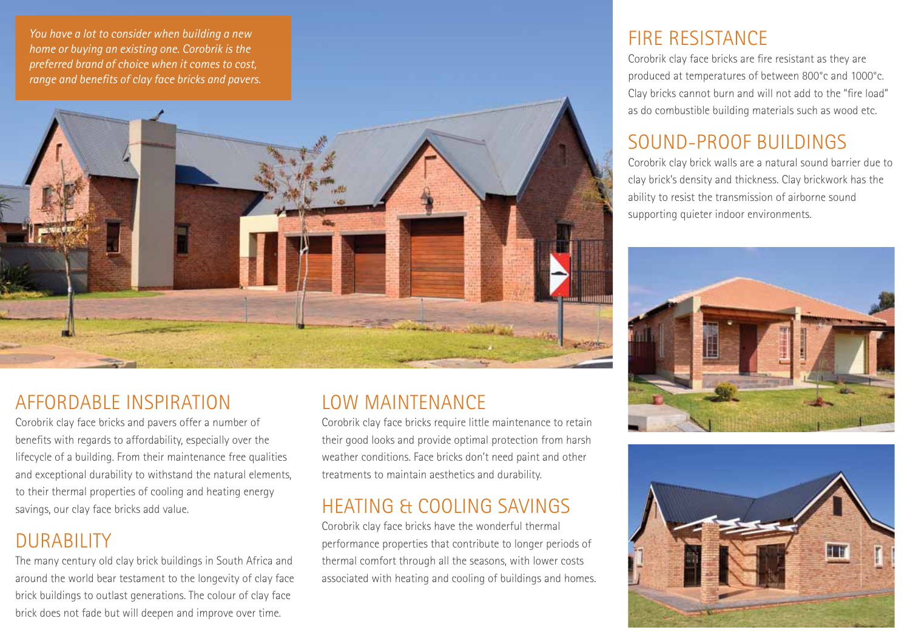*You have a lot to consider when building a new home or buying an existing one. Corobrik is the preferred brand of choice when it comes to cost, range and benefits of clay face bricks and pavers.*

## AFFORDABLE INSPIRATION

Corobrik clay face bricks and pavers offer a number of benefits with regards to affordability, especially over the lifecycle of a building. From their maintenance free qualities and exceptional durability to withstand the natural elements, to their thermal properties of cooling and heating energy savings, our clay face bricks add value.

## DURABILITY

The many century old clay brick buildings in South Africa and around the world bear testament to the longevity of clay face brick buildings to outlast generations. The colour of clay face brick does not fade but will deepen and improve over time.

## LOW MAINTENANCE

Corobrik clay face bricks require little maintenance to retain their good looks and provide optimal protection from harsh weather conditions. Face bricks don't need paint and other treatments to maintain aesthetics and durability.

## HEATING & COOLING SAVINGS

Corobrik clay face bricks have the wonderful thermal performance properties that contribute to longer periods of thermal comfort through all the seasons, with lower costs associated with heating and cooling of buildings and homes.

## FIRE RESISTANCE

Corobrik clay face bricks are fire resistant as they are produced at temperatures of between 800°c and 1000°c. Clay bricks cannot burn and will not add to the "fire load" as do combustible building materials such as wood etc.

## SOUND-PROOF BUILDINGS

Corobrik clay brick walls are a natural sound barrier due to clay brick's density and thickness. Clay brickwork has the ability to resist the transmission of airborne sound supporting quieter indoor environments.